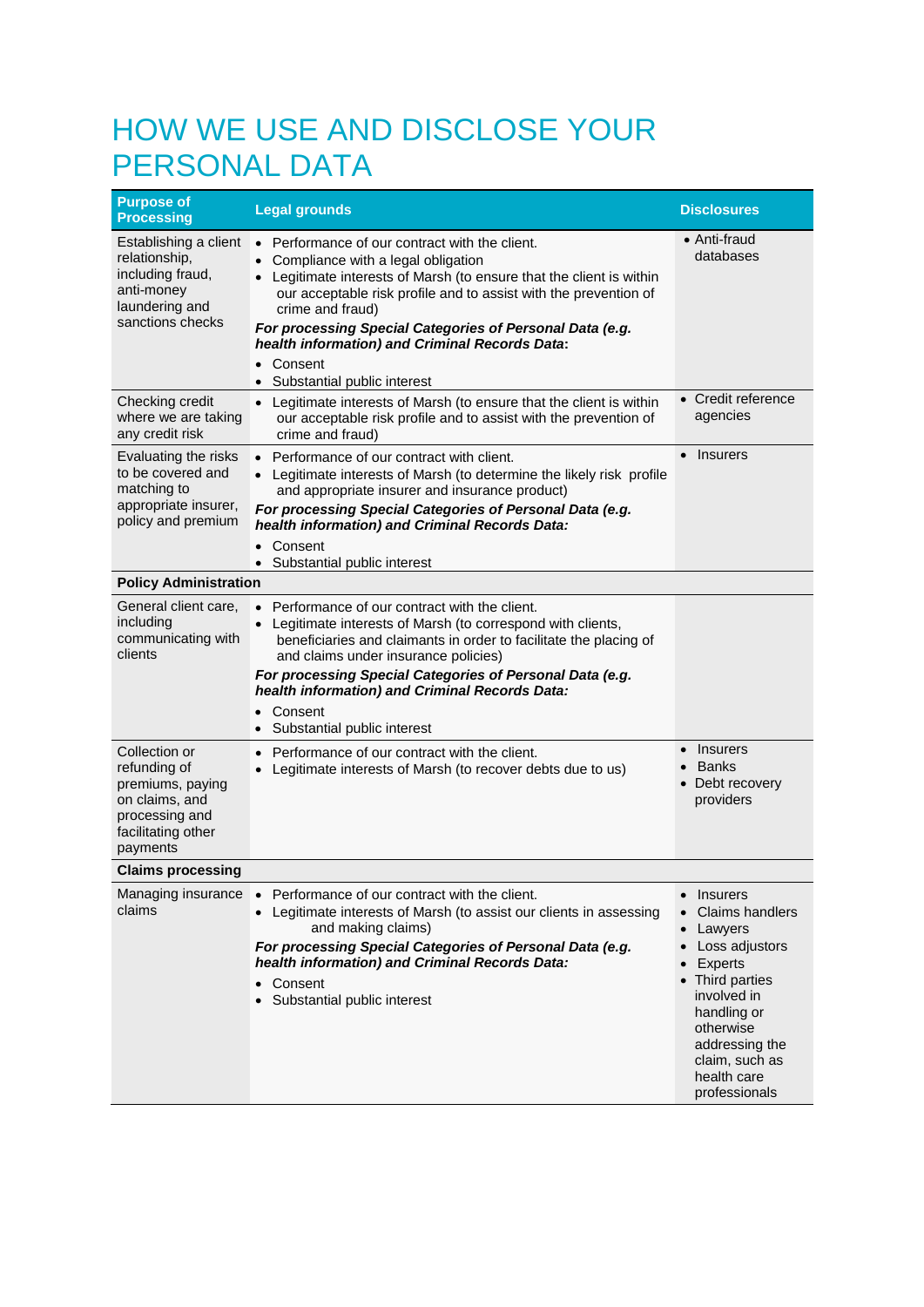# HOW WE USE AND DISCLOSE YOUR PERSONAL DATA

| Purpose of Processing | Legal grounds | Disclosures |
|---|---|---|
| Establishing a client relationship, including fraud, anti-money laundering and sanctions checks | • Performance of our contract with the client.<br>• Compliance with a legal obligation<br>• Legitimate interests of Marsh (to ensure that the client is within our acceptable risk profile and to assist with the prevention of crime and fraud)<br>***For processing Special Categories of Personal Data (e.g. health information) and Criminal Records Data*:**<br>• Consent<br>• Substantial public interest | • Anti-fraud databases |
| Checking credit where we are taking any credit risk | • Legitimate interests of Marsh (to ensure that the client is within our acceptable risk profile and to assist with the prevention of crime and fraud) | • Credit reference agencies |
| Evaluating the risks to be covered and matching to appropriate insurer, policy and premium | • Performance of our contract with client.<br>• Legitimate interests of Marsh (to determine the likely risk profile and appropriate insurer and insurance product)<br>***For processing Special Categories of Personal Data (e.g. health information) and Criminal Records Data:***<br>• Consent<br>• Substantial public interest | • Insurers |
| **Policy Administration** | | |
| General client care, including communicating with clients | • Performance of our contract with the client.<br>• Legitimate interests of Marsh (to correspond with clients, beneficiaries and claimants in order to facilitate the placing of and claims under insurance policies)<br>***For processing Special Categories of Personal Data (e.g. health information) and Criminal Records Data:***<br>• Consent<br>• Substantial public interest | |
| Collection or refunding of premiums, paying on claims, and processing and facilitating other payments | • Performance of our contract with the client.<br>• Legitimate interests of Marsh (to recover debts due to us) | • Insurers<br>• Banks<br>• Debt recovery providers |
| **Claims processing** | | |
| Managing insurance claims | • Performance of our contract with the client.<br>• Legitimate interests of Marsh (to assist our clients in assessing and making claims)<br>***For processing Special Categories of Personal Data (e.g. health information) and Criminal Records Data:***<br>• Consent<br>• Substantial public interest | • Insurers<br>• Claims handlers<br>• Lawyers<br>• Loss adjustors<br>• Experts<br>• Third parties involved in handling or otherwise addressing the claim, such as health care professionals |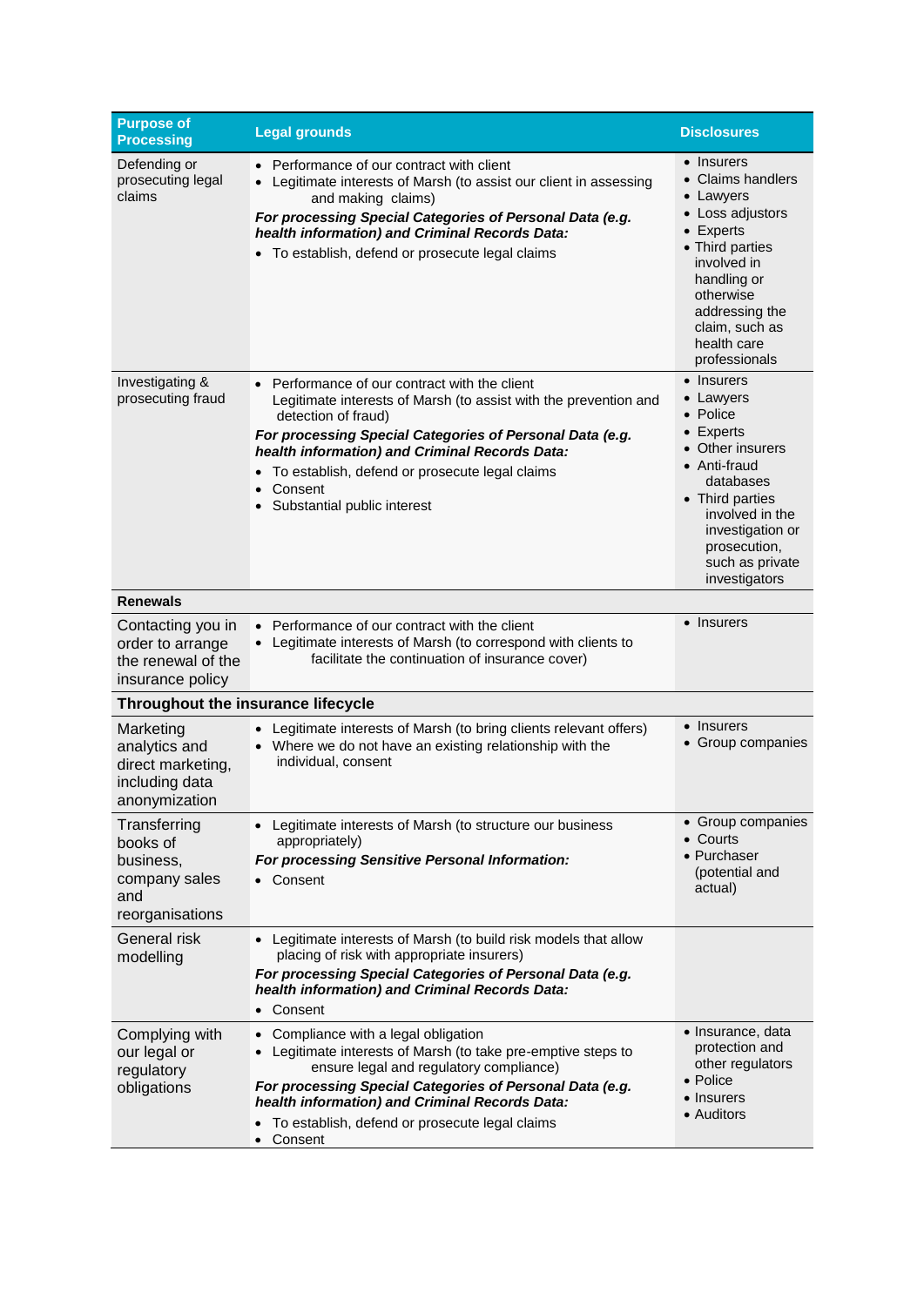| Purpose of Processing | Legal grounds | Disclosures |
|---|---|---|
| Defending or prosecuting legal claims | • Performance of our contract with client<br>• Legitimate interests of Marsh (to assist our client in assessing and making claims)<br>***For processing Special Categories of Personal Data (e.g. health information) and Criminal Records Data:***<br>• To establish, defend or prosecute legal claims | • Insurers<br>• Claims handlers<br>• Lawyers<br>• Loss adjustors<br>• Experts<br>• Third parties involved in handling or otherwise addressing the claim, such as health care professionals |
| Investigating & prosecuting fraud | • Performance of our contract with the client<br>Legitimate interests of Marsh (to assist with the prevention and detection of fraud)<br>***For processing Special Categories of Personal Data (e.g. health information) and Criminal Records Data:***<br>• To establish, defend or prosecute legal claims<br>• Consent<br>• Substantial public interest | • Insurers<br>• Lawyers<br>• Police<br>• Experts<br>• Other insurers<br>• Anti-fraud databases<br>• Third parties involved in the investigation or prosecution, such as private investigators |
| **Renewals** | | |
| Contacting you in order to arrange the renewal of the insurance policy | • Performance of our contract with the client<br>• Legitimate interests of Marsh (to correspond with clients to facilitate the continuation of insurance cover) | • Insurers |
| **Throughout the insurance lifecycle** | | |
| Marketing analytics and direct marketing, including data anonymization | • Legitimate interests of Marsh (to bring clients relevant offers)<br>• Where we do not have an existing relationship with the individual, consent | • Insurers<br>• Group companies |
| Transferring books of business, company sales and reorganisations | • Legitimate interests of Marsh (to structure our business appropriately)<br>***For processing Sensitive Personal Information:***<br>• Consent | • Group companies<br>• Courts<br>• Purchaser (potential and actual) |
| General risk modelling | • Legitimate interests of Marsh (to build risk models that allow placing of risk with appropriate insurers)<br>***For processing Special Categories of Personal Data (e.g. health information) and Criminal Records Data:***<br>• Consent | |
| Complying with our legal or regulatory obligations | • Compliance with a legal obligation<br>• Legitimate interests of Marsh (to take pre-emptive steps to ensure legal and regulatory compliance)<br>***For processing Special Categories of Personal Data (e.g. health information) and Criminal Records Data:***<br>• To establish, defend or prosecute legal claims<br>• Consent | • Insurance, data protection and other regulators<br>• Police<br>• Insurers<br>• Auditors |